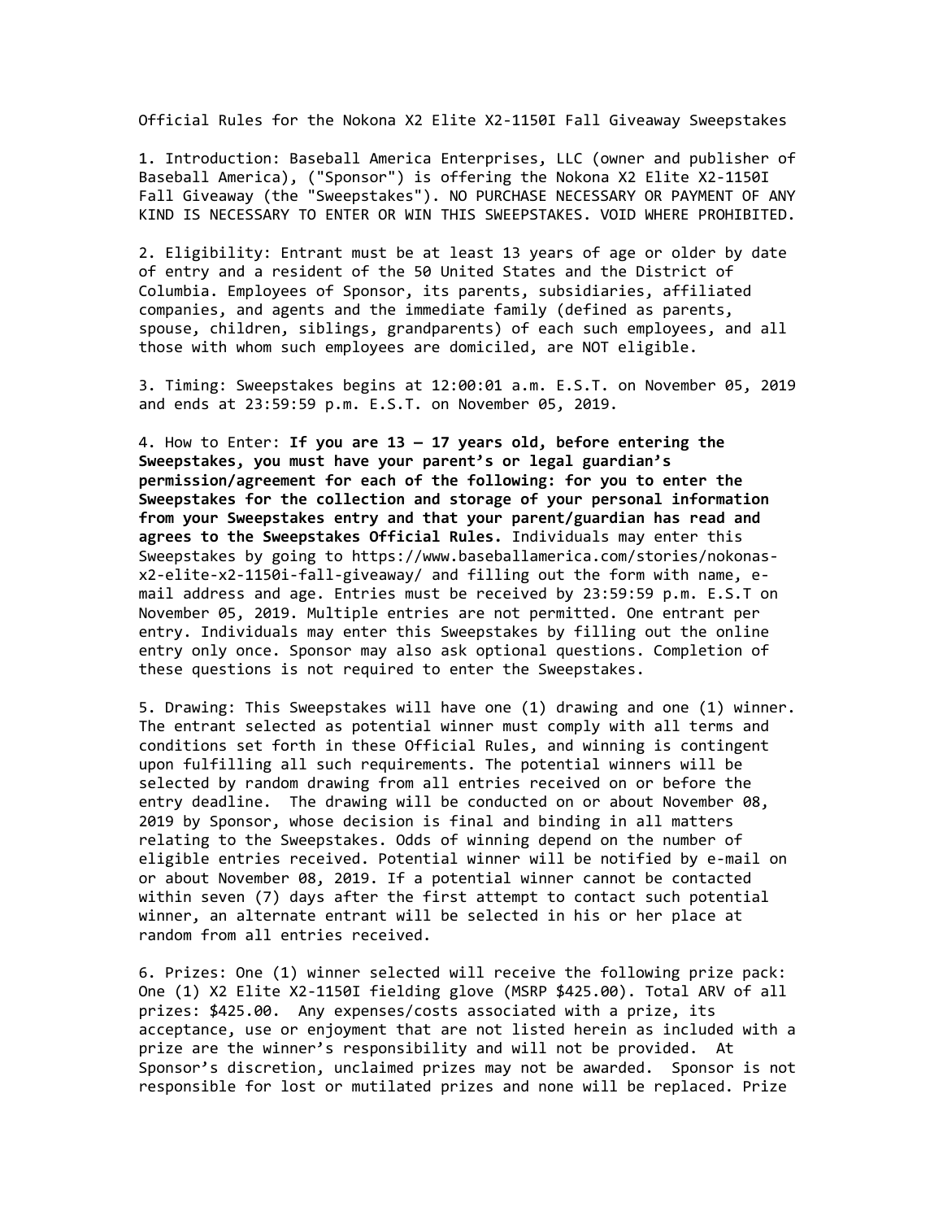# Official Rules for the Nokona X2 Elite X2-1150I Fall Giveaway Sweepstakes

1. Introduction: Baseball America Enterprises, LLC (owner and publisher of Baseball America), ("Sponsor") is offering the Nokona X2 Elite X2-1150I Fall Giveaway (the "Sweepstakes"). NO PURCHASE NECESSARY OR PAYMENT OF ANY KIND IS NECESSARY TO ENTER OR WIN THIS SWEEPSTAKES. VOID WHERE PROHIBITED.

2. Eligibility: Entrant must be at least 13 years of age or older by date of entry and a resident of the 50 United States and the District of Columbia. Employees of Sponsor, its parents, subsidiaries, affiliated companies, and agents and the immediate family (defined as parents, spouse, children, siblings, grandparents) of each such employees, and all those with whom such employees are domiciled, are NOT eligible.

3. Timing: Sweepstakes begins at 12:00:01 a.m. E.S.T. on November 05, 2019 and ends at 23:59:59 p.m. E.S.T. on November 05, 2019.

4. How to Enter: **If you are 13 – 17 years old, before entering the Sweepstakes, you must have your parent's or legal guardian's permission/agreement for each of the following: for you to enter the Sweepstakes for the collection and storage of your personal information from your Sweepstakes entry and that your parent/guardian has read and agrees to the Sweepstakes Official Rules.** Individuals may enter this Sweepstakes by going to https://www.baseballamerica.com/stories/nokonas-x2-elite-x2-1150i-fall-giveaway/ and filling out the form with name, e-mail address and age. Entries must be received by 23:59:59 p.m. E.S.T on November 05, 2019. Multiple entries are not permitted. One entrant per entry. Individuals may enter this Sweepstakes by filling out the online entry only once. Sponsor may also ask optional questions. Completion of these questions is not required to enter the Sweepstakes.

5. Drawing: This Sweepstakes will have one (1) drawing and one (1) winner. The entrant selected as potential winner must comply with all terms and conditions set forth in these Official Rules, and winning is contingent upon fulfilling all such requirements. The potential winners will be selected by random drawing from all entries received on or before the entry deadline. The drawing will be conducted on or about November 08, 2019 by Sponsor, whose decision is final and binding in all matters relating to the Sweepstakes. Odds of winning depend on the number of eligible entries received. Potential winner will be notified by e-mail on or about November 08, 2019. If a potential winner cannot be contacted within seven (7) days after the first attempt to contact such potential winner, an alternate entrant will be selected in his or her place at random from all entries received.

6. Prizes: One (1) winner selected will receive the following prize pack: One (1) X2 Elite X2-1150I fielding glove (MSRP $425.00). Total ARV of all prizes: $425.00. Any expenses/costs associated with a prize, its acceptance, use or enjoyment that are not listed herein as included with a prize are the winner's responsibility and will not be provided. At Sponsor's discretion, unclaimed prizes may not be awarded. Sponsor is not responsible for lost or mutilated prizes and none will be replaced. Prize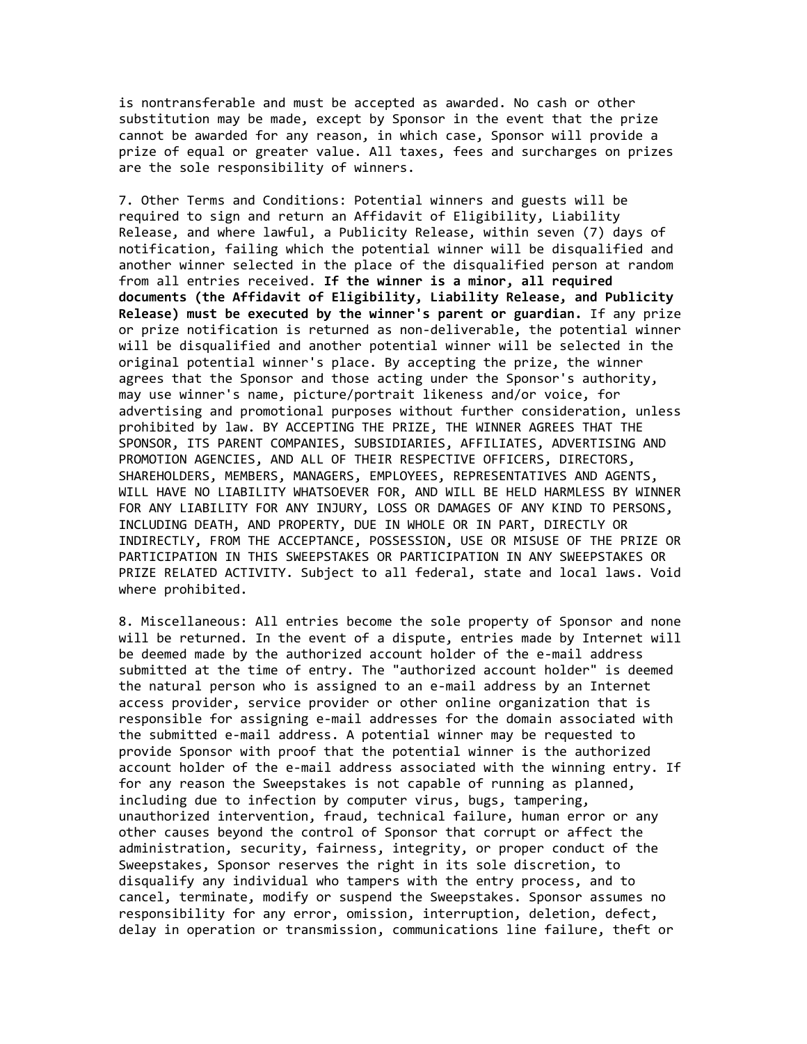is nontransferable and must be accepted as awarded. No cash or other substitution may be made, except by Sponsor in the event that the prize cannot be awarded for any reason, in which case, Sponsor will provide a prize of equal or greater value. All taxes, fees and surcharges on prizes are the sole responsibility of winners.

7. Other Terms and Conditions: Potential winners and guests will be required to sign and return an Affidavit of Eligibility, Liability Release, and where lawful, a Publicity Release, within seven (7) days of notification, failing which the potential winner will be disqualified and another winner selected in the place of the disqualified person at random from all entries received. **If the winner is a minor, all required documents (the Affidavit of Eligibility, Liability Release, and Publicity Release) must be executed by the winner's parent or guardian.** If any prize or prize notification is returned as non-deliverable, the potential winner will be disqualified and another potential winner will be selected in the original potential winner's place. By accepting the prize, the winner agrees that the Sponsor and those acting under the Sponsor's authority, may use winner's name, picture/portrait likeness and/or voice, for advertising and promotional purposes without further consideration, unless prohibited by law. BY ACCEPTING THE PRIZE, THE WINNER AGREES THAT THE SPONSOR, ITS PARENT COMPANIES, SUBSIDIARIES, AFFILIATES, ADVERTISING AND PROMOTION AGENCIES, AND ALL OF THEIR RESPECTIVE OFFICERS, DIRECTORS, SHAREHOLDERS, MEMBERS, MANAGERS, EMPLOYEES, REPRESENTATIVES AND AGENTS, WILL HAVE NO LIABILITY WHATSOEVER FOR, AND WILL BE HELD HARMLESS BY WINNER FOR ANY LIABILITY FOR ANY INJURY, LOSS OR DAMAGES OF ANY KIND TO PERSONS, INCLUDING DEATH, AND PROPERTY, DUE IN WHOLE OR IN PART, DIRECTLY OR INDIRECTLY, FROM THE ACCEPTANCE, POSSESSION, USE OR MISUSE OF THE PRIZE OR PARTICIPATION IN THIS SWEEPSTAKES OR PARTICIPATION IN ANY SWEEPSTAKES OR PRIZE RELATED ACTIVITY. Subject to all federal, state and local laws. Void where prohibited.

8. Miscellaneous: All entries become the sole property of Sponsor and none will be returned. In the event of a dispute, entries made by Internet will be deemed made by the authorized account holder of the e-mail address submitted at the time of entry. The "authorized account holder" is deemed the natural person who is assigned to an e-mail address by an Internet access provider, service provider or other online organization that is responsible for assigning e-mail addresses for the domain associated with the submitted e-mail address. A potential winner may be requested to provide Sponsor with proof that the potential winner is the authorized account holder of the e-mail address associated with the winning entry. If for any reason the Sweepstakes is not capable of running as planned, including due to infection by computer virus, bugs, tampering, unauthorized intervention, fraud, technical failure, human error or any other causes beyond the control of Sponsor that corrupt or affect the administration, security, fairness, integrity, or proper conduct of the Sweepstakes, Sponsor reserves the right in its sole discretion, to disqualify any individual who tampers with the entry process, and to cancel, terminate, modify or suspend the Sweepstakes. Sponsor assumes no responsibility for any error, omission, interruption, deletion, defect, delay in operation or transmission, communications line failure, theft or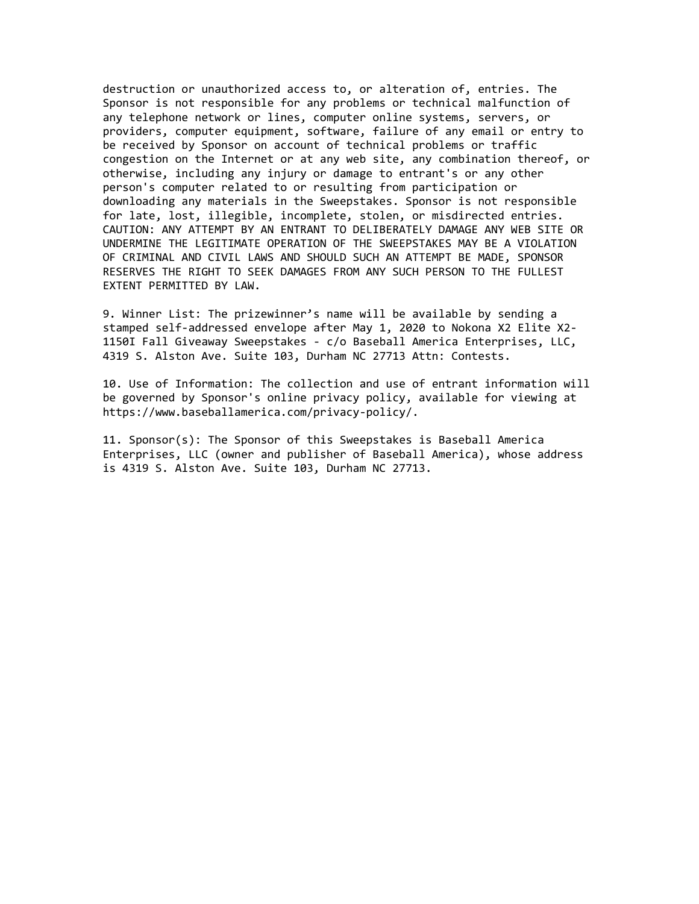destruction or unauthorized access to, or alteration of, entries. The Sponsor is not responsible for any problems or technical malfunction of any telephone network or lines, computer online systems, servers, or providers, computer equipment, software, failure of any email or entry to be received by Sponsor on account of technical problems or traffic congestion on the Internet or at any web site, any combination thereof, or otherwise, including any injury or damage to entrant's or any other person's computer related to or resulting from participation or downloading any materials in the Sweepstakes. Sponsor is not responsible for late, lost, illegible, incomplete, stolen, or misdirected entries. CAUTION: ANY ATTEMPT BY AN ENTRANT TO DELIBERATELY DAMAGE ANY WEB SITE OR UNDERMINE THE LEGITIMATE OPERATION OF THE SWEEPSTAKES MAY BE A VIOLATION OF CRIMINAL AND CIVIL LAWS AND SHOULD SUCH AN ATTEMPT BE MADE, SPONSOR RESERVES THE RIGHT TO SEEK DAMAGES FROM ANY SUCH PERSON TO THE FULLEST EXTENT PERMITTED BY LAW.

9. Winner List: The prizewinner’s name will be available by sending a stamped self-addressed envelope after May 1, 2020 to Nokona X2 Elite X2-1150I Fall Giveaway Sweepstakes - c/o Baseball America Enterprises, LLC, 4319 S. Alston Ave. Suite 103, Durham NC 27713 Attn: Contests.

10. Use of Information: The collection and use of entrant information will be governed by Sponsor's online privacy policy, available for viewing at https://www.baseballamerica.com/privacy-policy/.

11. Sponsor(s): The Sponsor of this Sweepstakes is Baseball America Enterprises, LLC (owner and publisher of Baseball America), whose address is 4319 S. Alston Ave. Suite 103, Durham NC 27713.